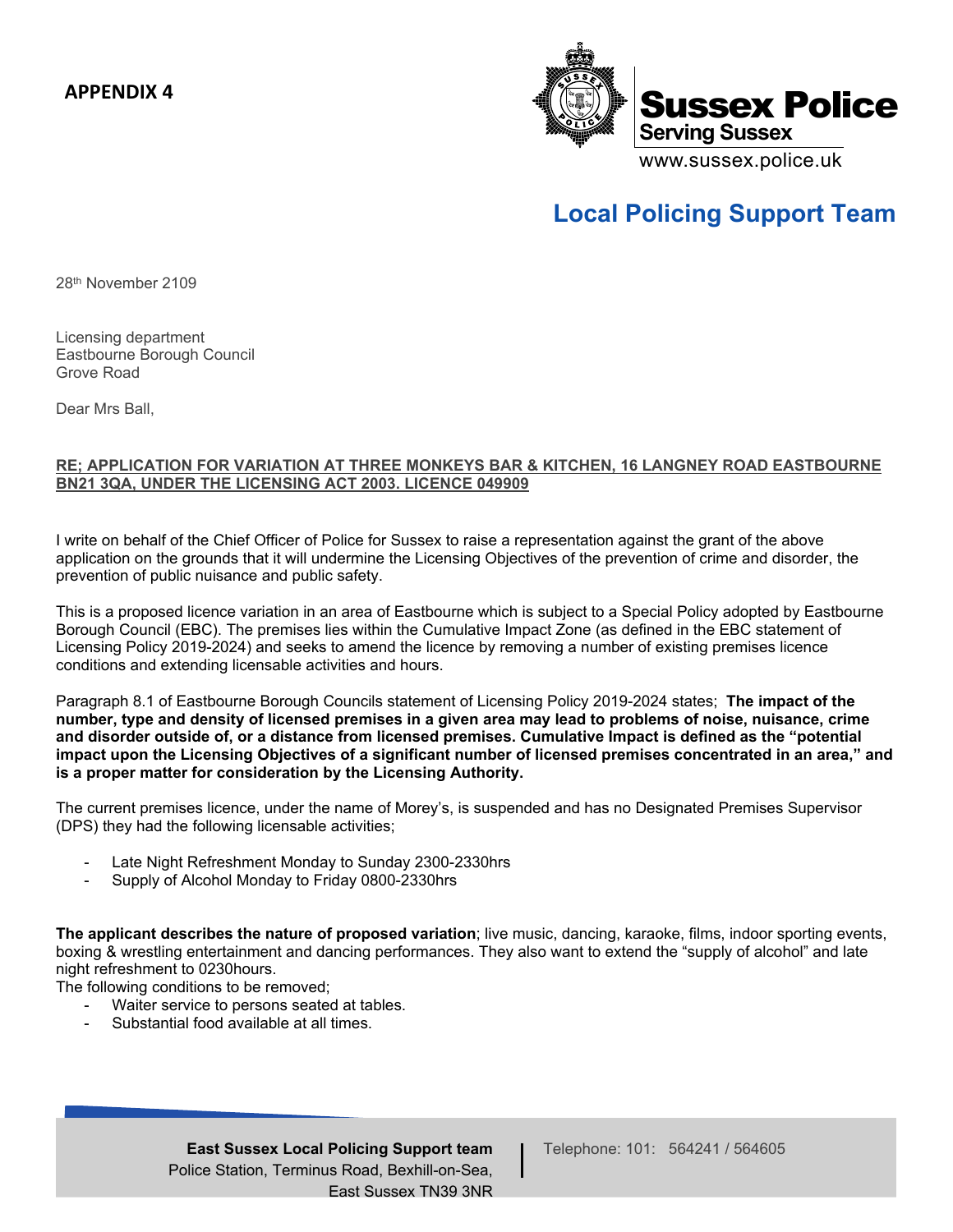**APPENDIX 4**

**Sussex Police**
**Serving Sussex**
www.sussex.police.uk

## Local Policing Support Team

28th November 2109

Licensing department
Eastbourne Borough Council
Grove Road

Dear Mrs Ball,

**RE; APPLICATION FOR VARIATION AT THREE MONKEYS BAR & KITCHEN, 16 LANGNEY ROAD EASTBOURNE BN21 3QA, UNDER THE LICENSING ACT 2003. LICENCE 049909**

I write on behalf of the Chief Officer of Police for Sussex to raise a representation against the grant of the above application on the grounds that it will undermine the Licensing Objectives of the prevention of crime and disorder, the prevention of public nuisance and public safety.

This is a proposed licence variation in an area of Eastbourne which is subject to a Special Policy adopted by Eastbourne Borough Council (EBC). The premises lies within the Cumulative Impact Zone (as defined in the EBC statement of Licensing Policy 2019-2024) and seeks to amend the licence by removing a number of existing premises licence conditions and extending licensable activities and hours.

Paragraph 8.1 of Eastbourne Borough Councils statement of Licensing Policy 2019-2024 states; **The impact of the number, type and density of licensed premises in a given area may lead to problems of noise, nuisance, crime and disorder outside of, or a distance from licensed premises. Cumulative Impact is defined as the "potential impact upon the Licensing Objectives of a significant number of licensed premises concentrated in an area," and is a proper matter for consideration by the Licensing Authority.**

The current premises licence, under the name of Morey's, is suspended and has no Designated Premises Supervisor (DPS) they had the following licensable activities;

- Late Night Refreshment Monday to Sunday 2300-2330hrs
- Supply of Alcohol Monday to Friday 0800-2330hrs

**The applicant describes the nature of proposed variation**; live music, dancing, karaoke, films, indoor sporting events, boxing & wrestling entertainment and dancing performances. They also want to extend the "supply of alcohol" and late night refreshment to 0230hours.

The following conditions to be removed;

- Waiter service to persons seated at tables.
- Substantial food available at all times.

**East Sussex Local Policing Support team**
Police Station, Terminus Road, Bexhill-on-Sea,
East Sussex TN39 3NR

Telephone: 101: 564241 / 564605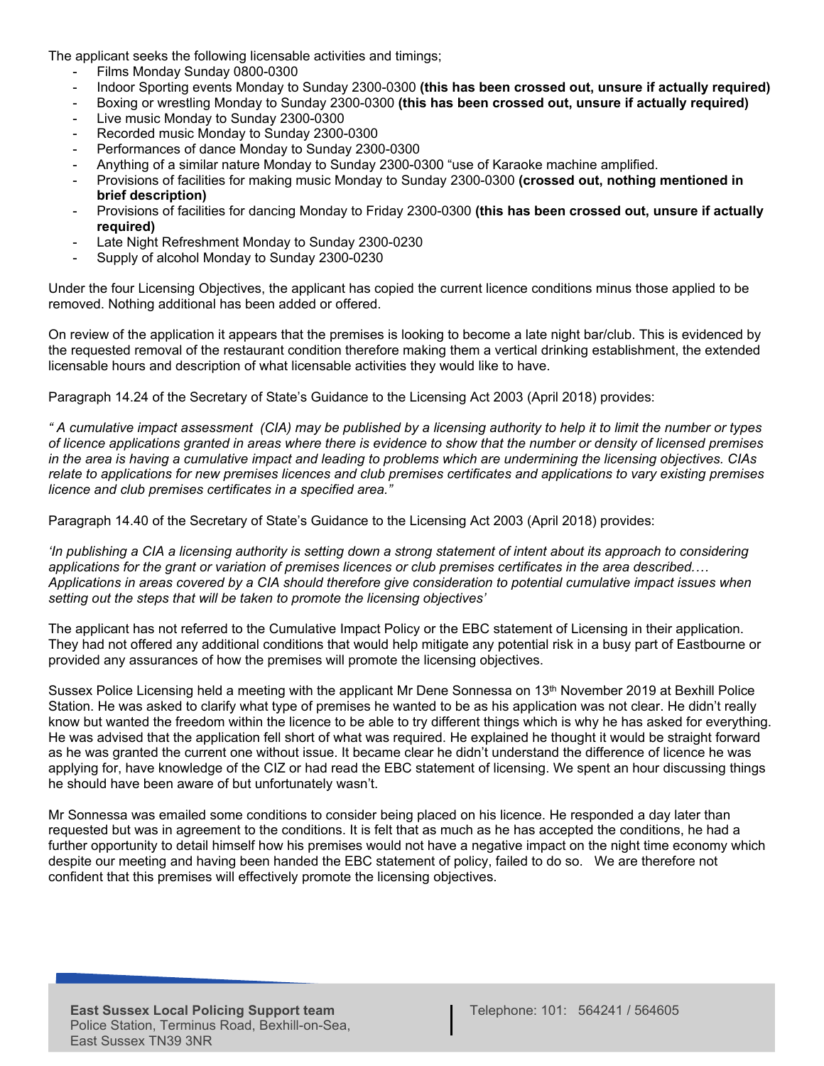The applicant seeks the following licensable activities and timings;

- Films Monday Sunday 0800-0300
- Indoor Sporting events Monday to Sunday 2300-0300 **(this has been crossed out, unsure if actually required)**
- Boxing or wrestling Monday to Sunday 2300-0300 **(this has been crossed out, unsure if actually required)**
- Live music Monday to Sunday 2300-0300
- Recorded music Monday to Sunday 2300-0300
- Performances of dance Monday to Sunday 2300-0300
- Anything of a similar nature Monday to Sunday 2300-0300 "use of Karaoke machine amplified.
- Provisions of facilities for making music Monday to Sunday 2300-0300 **(crossed out, nothing mentioned in brief description)**
- Provisions of facilities for dancing Monday to Friday 2300-0300 **(this has been crossed out, unsure if actually required)**
- Late Night Refreshment Monday to Sunday 2300-0230
- Supply of alcohol Monday to Sunday 2300-0230

Under the four Licensing Objectives, the applicant has copied the current licence conditions minus those applied to be removed. Nothing additional has been added or offered.

On review of the application it appears that the premises is looking to become a late night bar/club. This is evidenced by the requested removal of the restaurant condition therefore making them a vertical drinking establishment, the extended licensable hours and description of what licensable activities they would like to have.

Paragraph 14.24 of the Secretary of State's Guidance to the Licensing Act 2003 (April 2018) provides:

*" A cumulative impact assessment (CIA) may be published by a licensing authority to help it to limit the number or types of licence applications granted in areas where there is evidence to show that the number or density of licensed premises in the area is having a cumulative impact and leading to problems which are undermining the licensing objectives. CIAs relate to applications for new premises licences and club premises certificates and applications to vary existing premises licence and club premises certificates in a specified area."*

Paragraph 14.40 of the Secretary of State's Guidance to the Licensing Act 2003 (April 2018) provides:

*'In publishing a CIA a licensing authority is setting down a strong statement of intent about its approach to considering applications for the grant or variation of premises licences or club premises certificates in the area described.… Applications in areas covered by a CIA should therefore give consideration to potential cumulative impact issues when setting out the steps that will be taken to promote the licensing objectives'*

The applicant has not referred to the Cumulative Impact Policy or the EBC statement of Licensing in their application. They had not offered any additional conditions that would help mitigate any potential risk in a busy part of Eastbourne or provided any assurances of how the premises will promote the licensing objectives.

Sussex Police Licensing held a meeting with the applicant Mr Dene Sonnessa on 13th November 2019 at Bexhill Police Station. He was asked to clarify what type of premises he wanted to be as his application was not clear. He didn't really know but wanted the freedom within the licence to be able to try different things which is why he has asked for everything. He was advised that the application fell short of what was required. He explained he thought it would be straight forward as he was granted the current one without issue. It became clear he didn't understand the difference of licence he was applying for, have knowledge of the CIZ or had read the EBC statement of licensing. We spent an hour discussing things he should have been aware of but unfortunately wasn't.

Mr Sonnessa was emailed some conditions to consider being placed on his licence. He responded a day later than requested but was in agreement to the conditions. It is felt that as much as he has accepted the conditions, he had a further opportunity to detail himself how his premises would not have a negative impact on the night time economy which despite our meeting and having been handed the EBC statement of policy, failed to do so. We are therefore not confident that this premises will effectively promote the licensing objectives.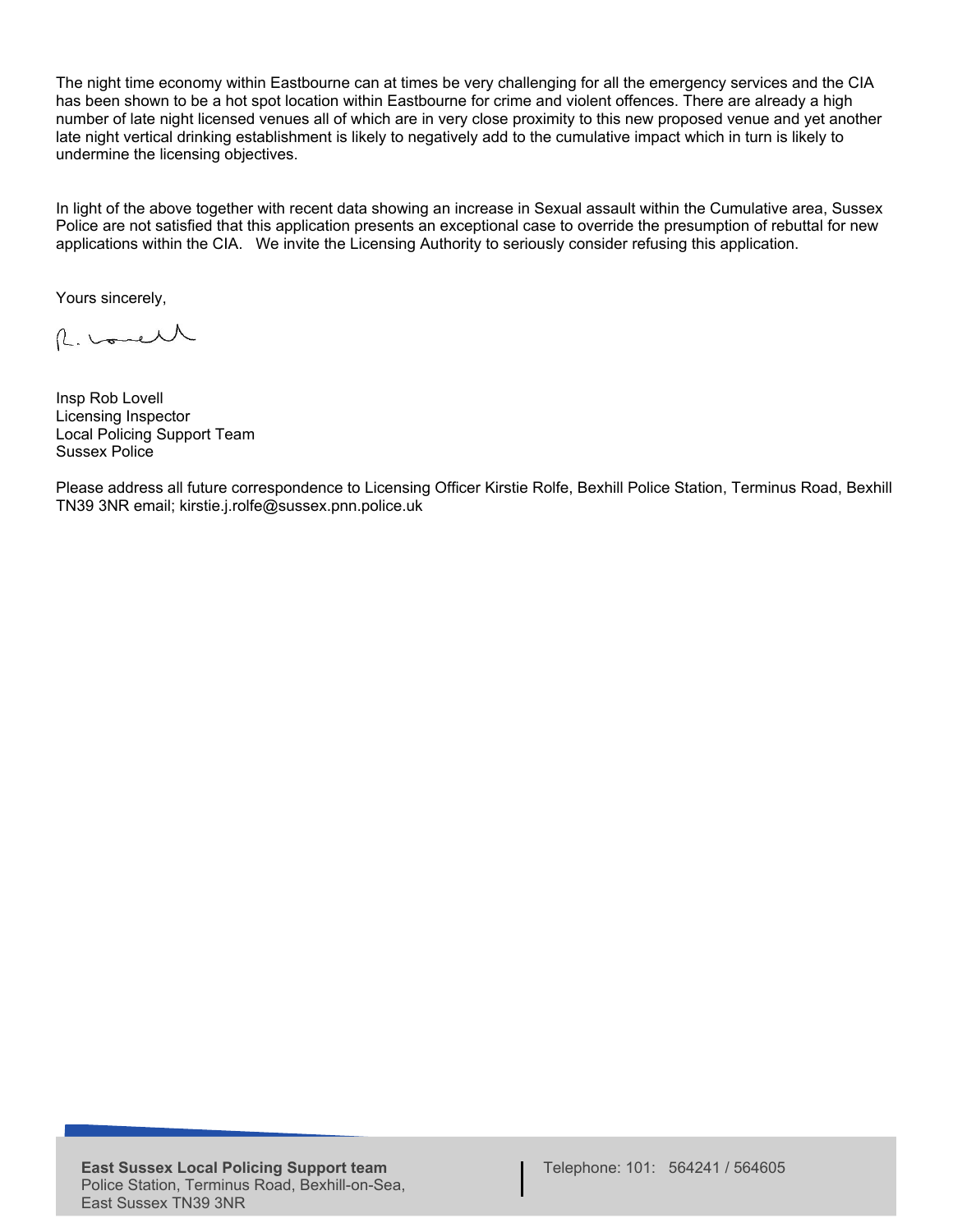The night time economy within Eastbourne can at times be very challenging for all the emergency services and the CIA has been shown to be a hot spot location within Eastbourne for crime and violent offences. There are already a high number of late night licensed venues all of which are in very close proximity to this new proposed venue and yet another late night vertical drinking establishment is likely to negatively add to the cumulative impact which in turn is likely to undermine the licensing objectives.

In light of the above together with recent data showing an increase in Sexual assault within the Cumulative area, Sussex Police are not satisfied that this application presents an exceptional case to override the presumption of rebuttal for new applications within the CIA. We invite the Licensing Authority to seriously consider refusing this application.

Yours sincerely,

Insp Rob Lovell
Licensing Inspector
Local Policing Support Team
Sussex Police

Please address all future correspondence to Licensing Officer Kirstie Rolfe, Bexhill Police Station, Terminus Road, Bexhill TN39 3NR email; kirstie.j.rolfe@sussex.pnn.police.uk

**East Sussex Local Policing Support team**
Police Station, Terminus Road, Bexhill-on-Sea,
East Sussex TN39 3NR

Telephone: 101: 564241 / 564605